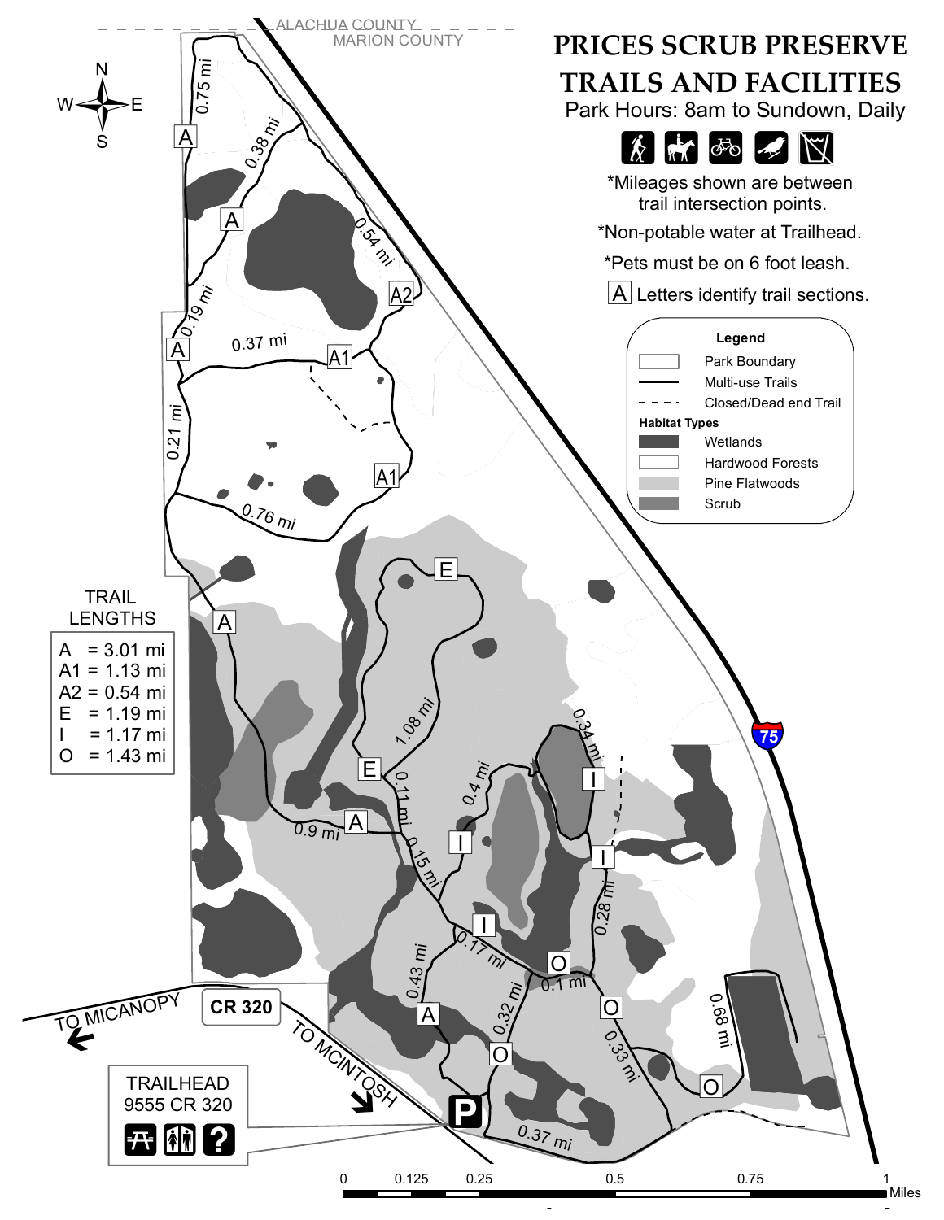# PRICES SCRUB PRESERVE TRAILS AND FACILITIES

Park Hours: 8am to Sundown, Daily

*Mileages shown are between trail intersection points.

*Non-potable water at Trailhead.

*Pets must be on 6 foot leash.

A Letters identify trail sections.

**Legend**

- Park Boundary
- Multi-use Trails
- Closed/Dead end Trail

**Habitat Types**

- Wetlands
- Hardwood Forests
- Pine Flatwoods
- Scrub

**TRAIL LENGTHS**

A = 3.01 mi
A1 = 1.13 mi
A2 = 0.54 mi
E = 1.19 mi
I = 1.17 mi
O = 1.43 mi

**TRAILHEAD**
9555 CR 320

ALACHUA COUNTY
MARION COUNTY

CR 320

TO MICANOPY

TO MCINTOSH

0 0.125 0.25 0.5 0.75 1 Miles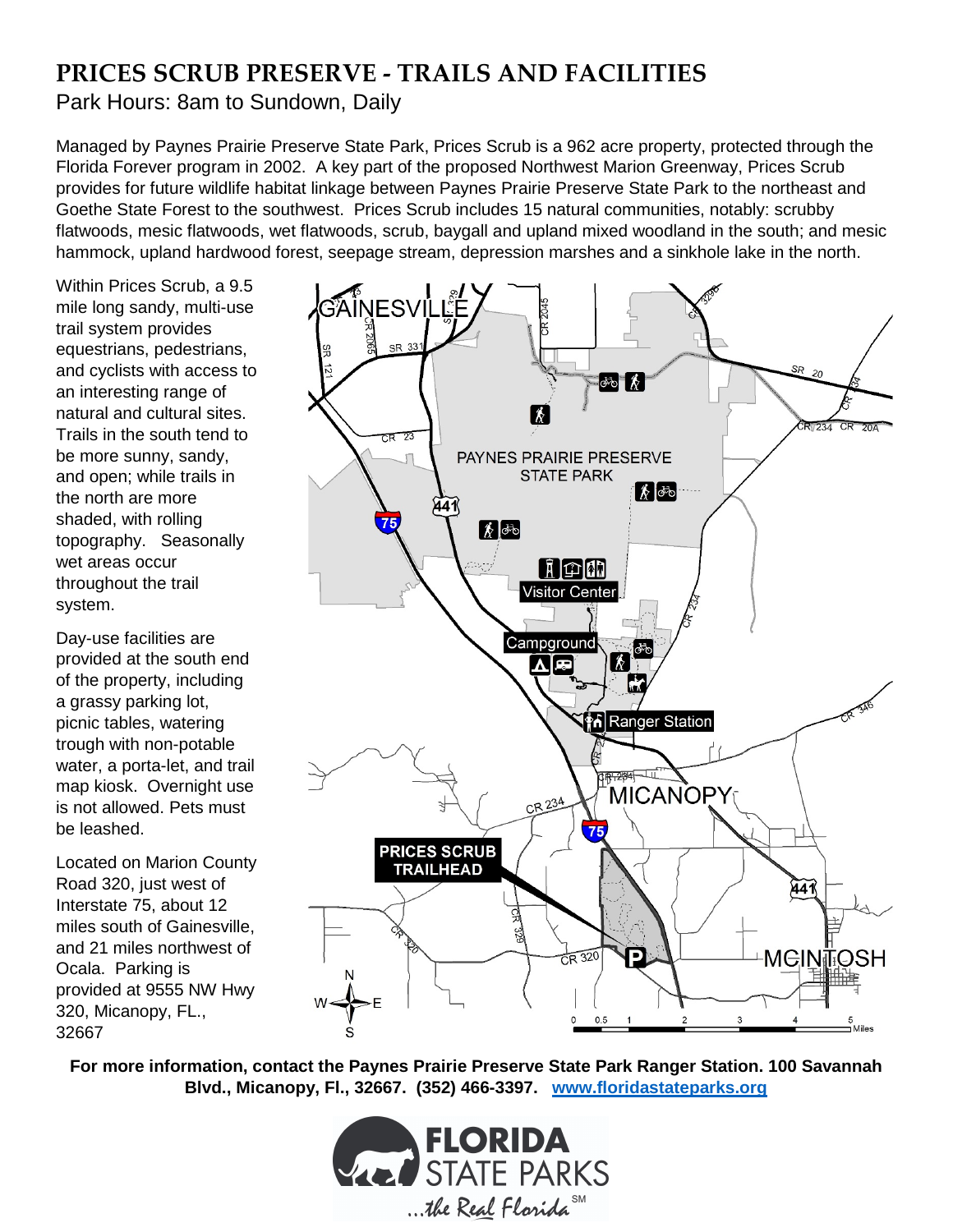# PRICES SCRUB PRESERVE - TRAILS AND FACILITIES

Park Hours: 8am to Sundown, Daily

Managed by Paynes Prairie Preserve State Park, Prices Scrub is a 962 acre property, protected through the Florida Forever program in 2002. A key part of the proposed Northwest Marion Greenway, Prices Scrub provides for future wildlife habitat linkage between Paynes Prairie Preserve State Park to the northeast and Goethe State Forest to the southwest. Prices Scrub includes 15 natural communities, notably: scrubby flatwoods, mesic flatwoods, wet flatwoods, scrub, baygall and upland mixed woodland in the south; and mesic hammock, upland hardwood forest, seepage stream, depression marshes and a sinkhole lake in the north.

Within Prices Scrub, a 9.5 mile long sandy, multi-use trail system provides equestrians, pedestrians, and cyclists with access to an interesting range of natural and cultural sites. Trails in the south tend to be more sunny, sandy, and open; while trails in the north are more shaded, with rolling topography. Seasonally wet areas occur throughout the trail system.

Day-use facilities are provided at the south end of the property, including a grassy parking lot, picnic tables, watering trough with non-potable water, a porta-let, and trail map kiosk. Overnight use is not allowed. Pets must be leashed.

Located on Marion County Road 320, just west of Interstate 75, about 12 miles south of Gainesville, and 21 miles northwest of Ocala. Parking is provided at 9555 NW Hwy 320, Micanopy, FL., 32667

GAINESVILLE
SR 331
SR 121
CR 2065
CR 2045
SR 329
CR 329B
SR 20
CR 234
CR 20A
CR 234
CR 23
PAYNES PRAIRIE PRESERVE STATE PARK
441
75
Visitor Center
Campground
Ranger Station
CR 346
CR 234
MICANOPY
CR 234
75
PRICES SCRUB TRAILHEAD
441
CR 329
CR 320
CR 320
P
MCINTOSH
N
W
E
S
0 0.5 1 2 3 4 5 Miles

**For more information, contact the Paynes Prairie Preserve State Park Ranger Station. 100 Savannah Blvd., Micanopy, Fl., 32667. (352) 466-3397. [www.floridastateparks.org](http://www.floridastateparks.org)**

FLORIDA STATE PARKS
...the Real Florida SM